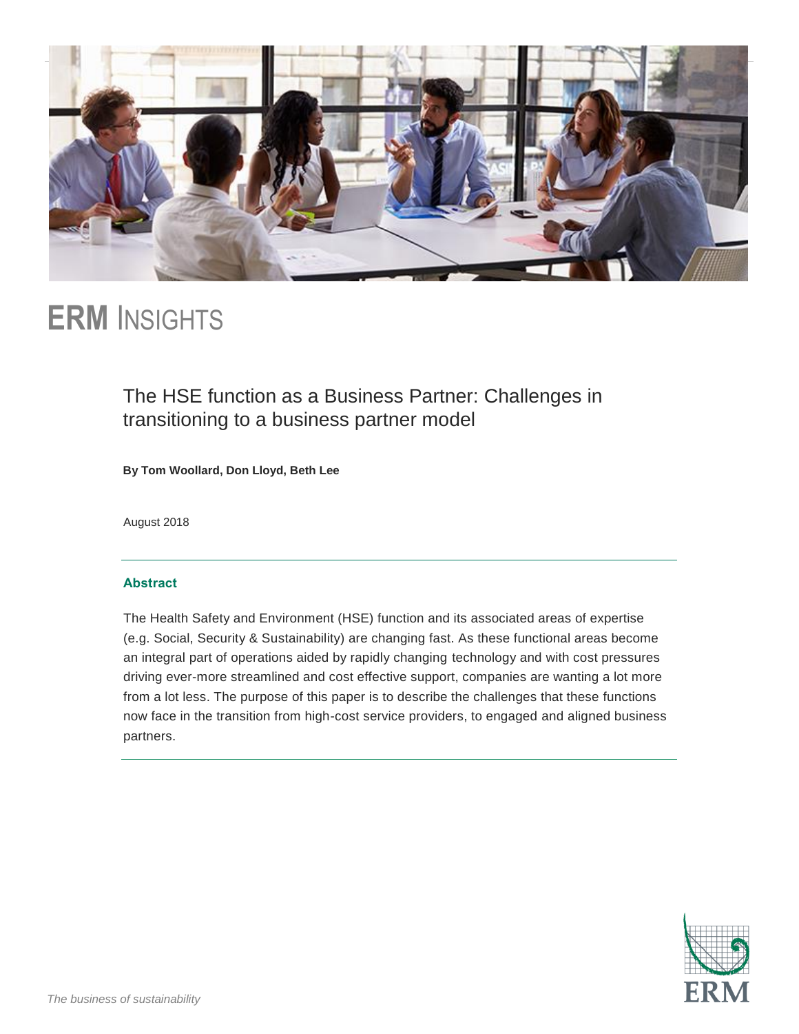# ERM INSIGHTS

## The HSE function as a Business Partner: Challenges in transitioning to a business partner model

**By Tom Woollard, Don Lloyd, Beth Lee**

August 2018

---

### Abstract

The Health Safety and Environment (HSE) function and its associated areas of expertise (e.g. Social, Security & Sustainability) are changing fast. As these functional areas become an integral part of operations aided by rapidly changing technology and with cost pressures driving ever-more streamlined and cost effective support, companies are wanting a lot more from a lot less. The purpose of this paper is to describe the challenges that these functions now face in the transition from high-cost service providers, to engaged and aligned business partners.

---

*The business of sustainability*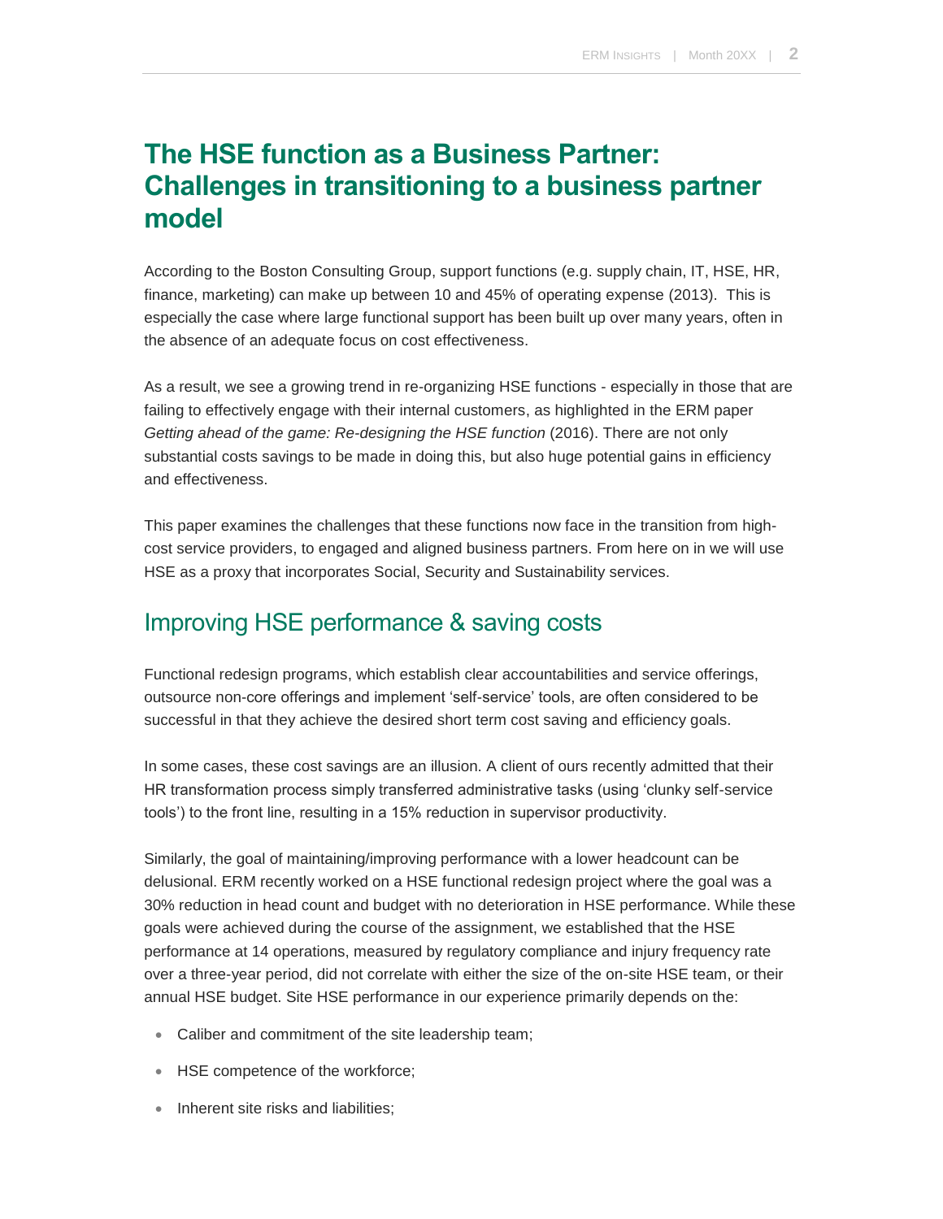# The HSE function as a Business Partner: Challenges in transitioning to a business partner model

According to the Boston Consulting Group, support functions (e.g. supply chain, IT, HSE, HR, finance, marketing) can make up between 10 and 45% of operating expense (2013). This is especially the case where large functional support has been built up over many years, often in the absence of an adequate focus on cost effectiveness.

As a result, we see a growing trend in re-organizing HSE functions - especially in those that are failing to effectively engage with their internal customers, as highlighted in the ERM paper *Getting ahead of the game: Re-designing the HSE function* (2016). There are not only substantial costs savings to be made in doing this, but also huge potential gains in efficiency and effectiveness.

This paper examines the challenges that these functions now face in the transition from high-cost service providers, to engaged and aligned business partners. From here on in we will use HSE as a proxy that incorporates Social, Security and Sustainability services.

## Improving HSE performance & saving costs

Functional redesign programs, which establish clear accountabilities and service offerings, outsource non-core offerings and implement 'self-service' tools, are often considered to be successful in that they achieve the desired short term cost saving and efficiency goals.

In some cases, these cost savings are an illusion. A client of ours recently admitted that their HR transformation process simply transferred administrative tasks (using 'clunky self-service tools') to the front line, resulting in a 15% reduction in supervisor productivity.

Similarly, the goal of maintaining/improving performance with a lower headcount can be delusional. ERM recently worked on a HSE functional redesign project where the goal was a 30% reduction in head count and budget with no deterioration in HSE performance. While these goals were achieved during the course of the assignment, we established that the HSE performance at 14 operations, measured by regulatory compliance and injury frequency rate over a three-year period, did not correlate with either the size of the on-site HSE team, or their annual HSE budget. Site HSE performance in our experience primarily depends on the:

- Caliber and commitment of the site leadership team;
- HSE competence of the workforce;
- Inherent site risks and liabilities;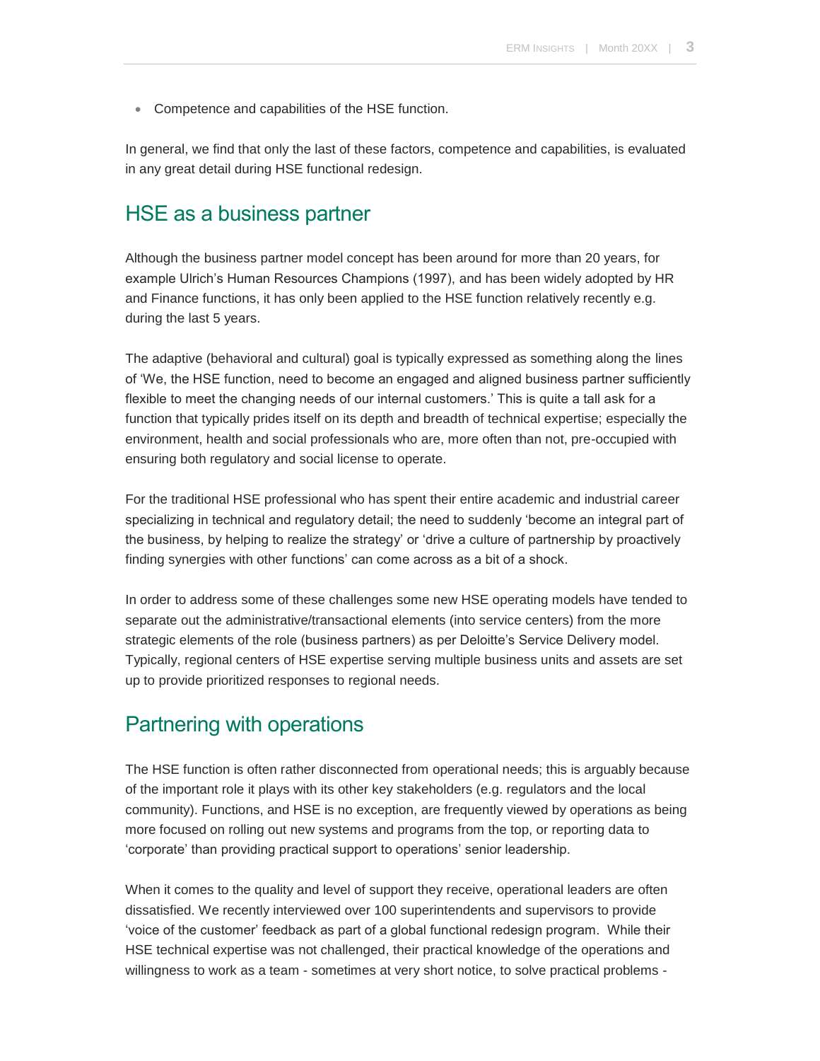- Competence and capabilities of the HSE function.

In general, we find that only the last of these factors, competence and capabilities, is evaluated in any great detail during HSE functional redesign.

## HSE as a business partner

Although the business partner model concept has been around for more than 20 years, for example Ulrich's Human Resources Champions (1997), and has been widely adopted by HR and Finance functions, it has only been applied to the HSE function relatively recently e.g. during the last 5 years.

The adaptive (behavioral and cultural) goal is typically expressed as something along the lines of 'We, the HSE function, need to become an engaged and aligned business partner sufficiently flexible to meet the changing needs of our internal customers.' This is quite a tall ask for a function that typically prides itself on its depth and breadth of technical expertise; especially the environment, health and social professionals who are, more often than not, pre-occupied with ensuring both regulatory and social license to operate.

For the traditional HSE professional who has spent their entire academic and industrial career specializing in technical and regulatory detail; the need to suddenly 'become an integral part of the business, by helping to realize the strategy' or 'drive a culture of partnership by proactively finding synergies with other functions' can come across as a bit of a shock.

In order to address some of these challenges some new HSE operating models have tended to separate out the administrative/transactional elements (into service centers) from the more strategic elements of the role (business partners) as per Deloitte's Service Delivery model. Typically, regional centers of HSE expertise serving multiple business units and assets are set up to provide prioritized responses to regional needs.

## Partnering with operations

The HSE function is often rather disconnected from operational needs; this is arguably because of the important role it plays with its other key stakeholders (e.g. regulators and the local community). Functions, and HSE is no exception, are frequently viewed by operations as being more focused on rolling out new systems and programs from the top, or reporting data to 'corporate' than providing practical support to operations' senior leadership.

When it comes to the quality and level of support they receive, operational leaders are often dissatisfied. We recently interviewed over 100 superintendents and supervisors to provide 'voice of the customer' feedback as part of a global functional redesign program. While their HSE technical expertise was not challenged, their practical knowledge of the operations and willingness to work as a team - sometimes at very short notice, to solve practical problems -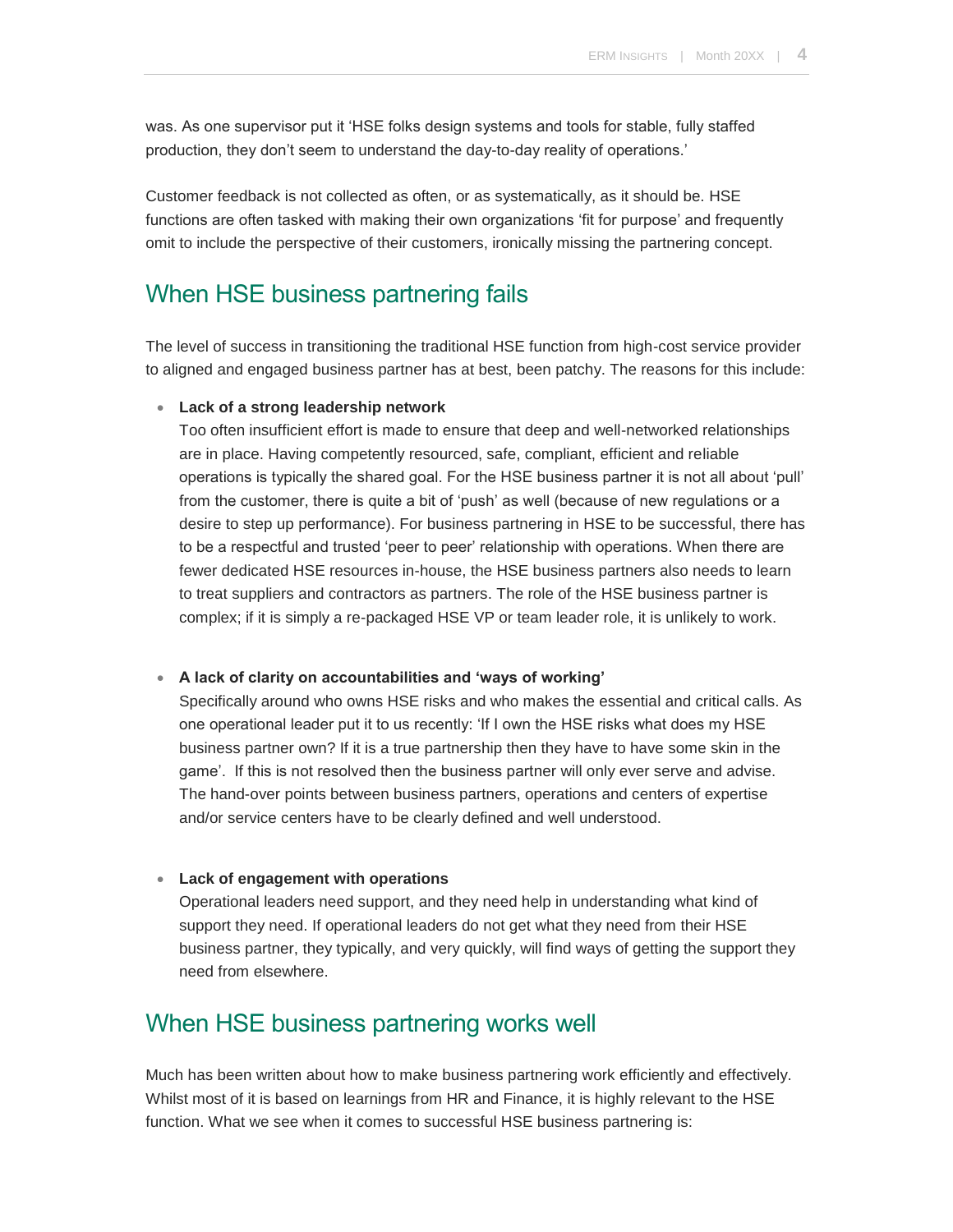was. As one supervisor put it 'HSE folks design systems and tools for stable, fully staffed production, they don't seem to understand the day-to-day reality of operations.'

Customer feedback is not collected as often, or as systematically, as it should be. HSE functions are often tasked with making their own organizations 'fit for purpose' and frequently omit to include the perspective of their customers, ironically missing the partnering concept.

## When HSE business partnering fails

The level of success in transitioning the traditional HSE function from high-cost service provider to aligned and engaged business partner has at best, been patchy. The reasons for this include:

- **Lack of a strong leadership network**
  Too often insufficient effort is made to ensure that deep and well-networked relationships are in place. Having competently resourced, safe, compliant, efficient and reliable operations is typically the shared goal. For the HSE business partner it is not all about 'pull' from the customer, there is quite a bit of 'push' as well (because of new regulations or a desire to step up performance). For business partnering in HSE to be successful, there has to be a respectful and trusted 'peer to peer' relationship with operations. When there are fewer dedicated HSE resources in-house, the HSE business partners also needs to learn to treat suppliers and contractors as partners. The role of the HSE business partner is complex; if it is simply a re-packaged HSE VP or team leader role, it is unlikely to work.

- **A lack of clarity on accountabilities and 'ways of working'**
  Specifically around who owns HSE risks and who makes the essential and critical calls. As one operational leader put it to us recently: 'If I own the HSE risks what does my HSE business partner own? If it is a true partnership then they have to have some skin in the game'. If this is not resolved then the business partner will only ever serve and advise. The hand-over points between business partners, operations and centers of expertise and/or service centers have to be clearly defined and well understood.

- **Lack of engagement with operations**
  Operational leaders need support, and they need help in understanding what kind of support they need. If operational leaders do not get what they need from their HSE business partner, they typically, and very quickly, will find ways of getting the support they need from elsewhere.

## When HSE business partnering works well

Much has been written about how to make business partnering work efficiently and effectively. Whilst most of it is based on learnings from HR and Finance, it is highly relevant to the HSE function. What we see when it comes to successful HSE business partnering is: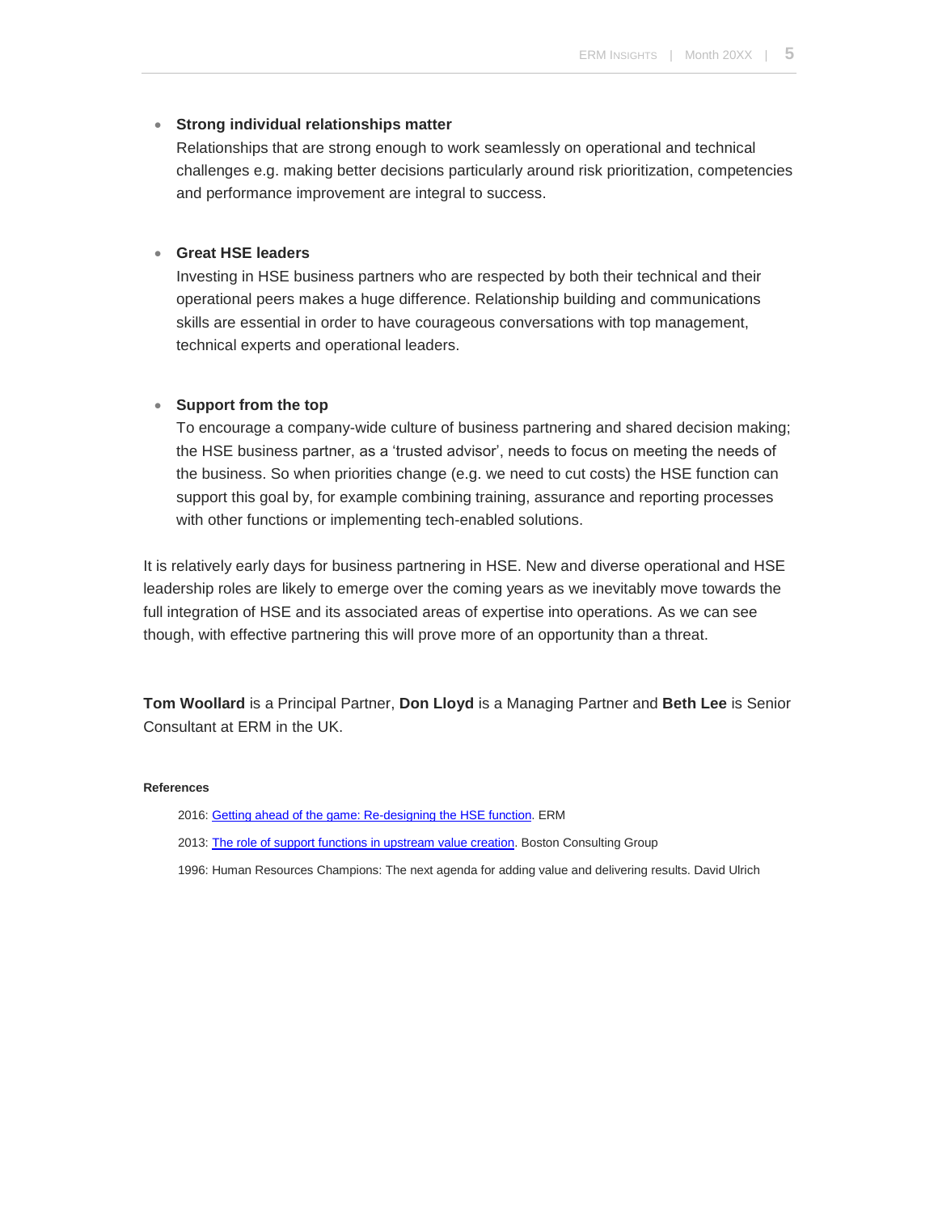- **Strong individual relationships matter**
  Relationships that are strong enough to work seamlessly on operational and technical challenges e.g. making better decisions particularly around risk prioritization, competencies and performance improvement are integral to success.

- **Great HSE leaders**
  Investing in HSE business partners who are respected by both their technical and their operational peers makes a huge difference. Relationship building and communications skills are essential in order to have courageous conversations with top management, technical experts and operational leaders.

- **Support from the top**
  To encourage a company-wide culture of business partnering and shared decision making; the HSE business partner, as a 'trusted advisor', needs to focus on meeting the needs of the business. So when priorities change (e.g. we need to cut costs) the HSE function can support this goal by, for example combining training, assurance and reporting processes with other functions or implementing tech-enabled solutions.

It is relatively early days for business partnering in HSE. New and diverse operational and HSE leadership roles are likely to emerge over the coming years as we inevitably move towards the full integration of HSE and its associated areas of expertise into operations. As we can see though, with effective partnering this will prove more of an opportunity than a threat.

**Tom Woollard** is a Principal Partner, **Don Lloyd** is a Managing Partner and **Beth Lee** is Senior Consultant at ERM in the UK.

**References**

2016: Getting ahead of the game: Re-designing the HSE function. ERM

2013: The role of support functions in upstream value creation. Boston Consulting Group

1996: Human Resources Champions: The next agenda for adding value and delivering results. David Ulrich